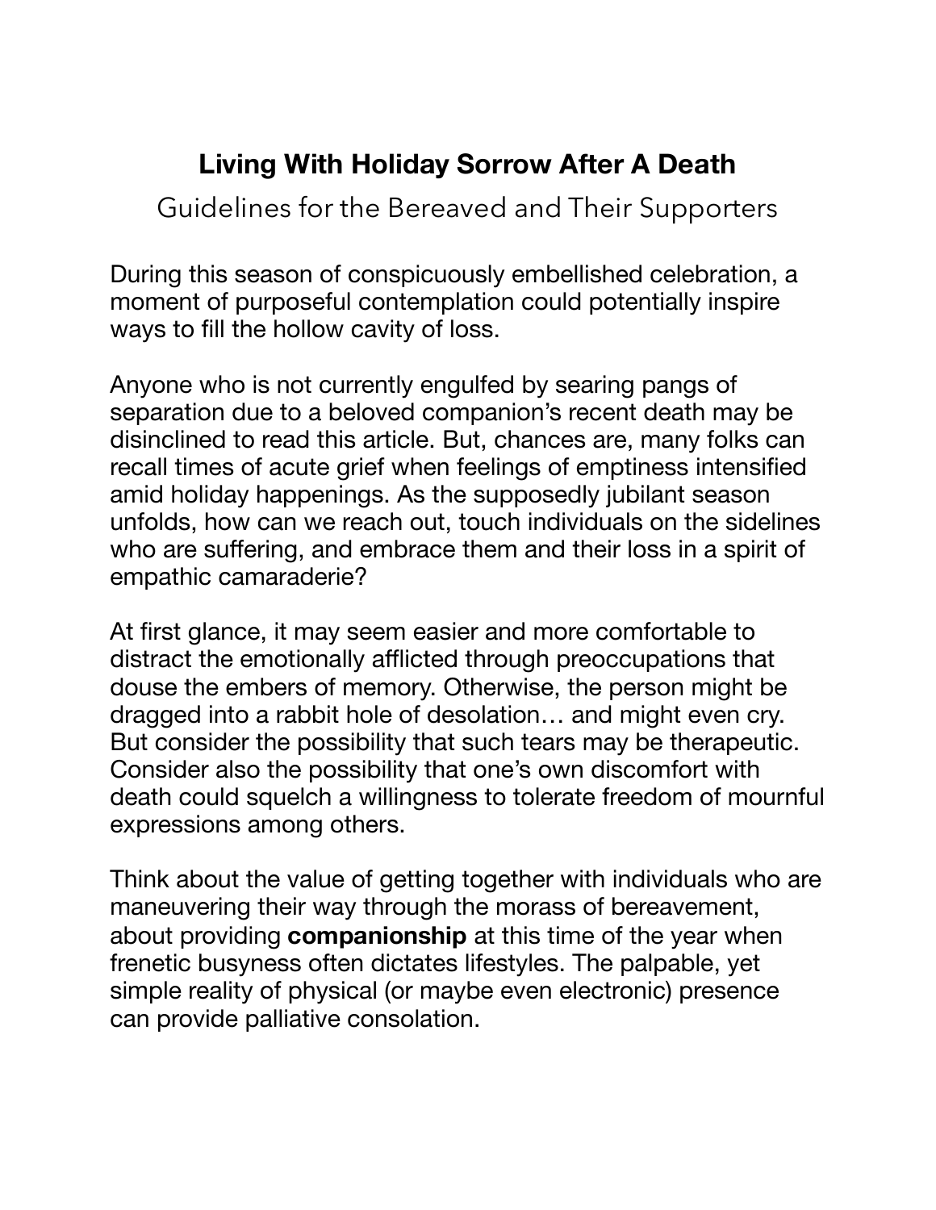# Living With Holiday Sorrow After A Death

## Guidelines for the Bereaved and Their Supporters

During this season of conspicuously embellished celebration, a moment of purposeful contemplation could potentially inspire ways to fill the hollow cavity of loss.

Anyone who is not currently engulfed by searing pangs of separation due to a beloved companion's recent death may be disinclined to read this article. But, chances are, many folks can recall times of acute grief when feelings of emptiness intensified amid holiday happenings. As the supposedly jubilant season unfolds, how can we reach out, touch individuals on the sidelines who are suffering, and embrace them and their loss in a spirit of empathic camaraderie?

At first glance, it may seem easier and more comfortable to distract the emotionally afflicted through preoccupations that douse the embers of memory. Otherwise, the person might be dragged into a rabbit hole of desolation… and might even cry. But consider the possibility that such tears may be therapeutic. Consider also the possibility that one's own discomfort with death could squelch a willingness to tolerate freedom of mournful expressions among others.

Think about the value of getting together with individuals who are maneuvering their way through the morass of bereavement, about providing **companionship** at this time of the year when frenetic busyness often dictates lifestyles. The palpable, yet simple reality of physical (or maybe even electronic) presence can provide palliative consolation.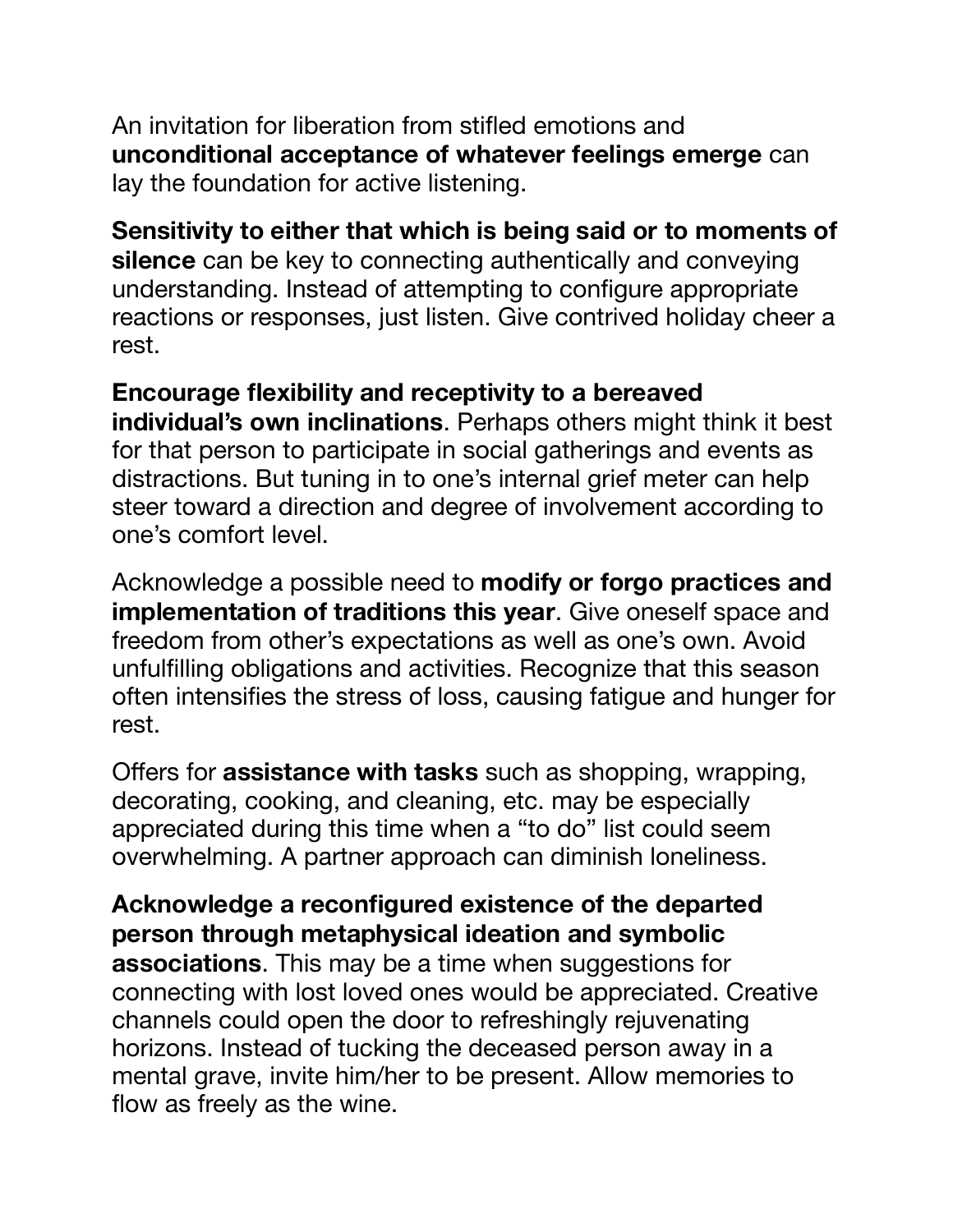An invitation for liberation from stifled emotions and **unconditional acceptance of whatever feelings emerge** can lay the foundation for active listening.

**Sensitivity to either that which is being said or to moments of silence** can be key to connecting authentically and conveying understanding. Instead of attempting to configure appropriate reactions or responses, just listen. Give contrived holiday cheer a rest.

**Encourage flexibility and receptivity to a bereaved individual's own inclinations**. Perhaps others might think it best for that person to participate in social gatherings and events as distractions. But tuning in to one's internal grief meter can help steer toward a direction and degree of involvement according to one's comfort level.

Acknowledge a possible need to **modify or forgo practices and implementation of traditions this year**. Give oneself space and freedom from other's expectations as well as one's own. Avoid unfulfilling obligations and activities. Recognize that this season often intensifies the stress of loss, causing fatigue and hunger for rest.

Offers for **assistance with tasks** such as shopping, wrapping, decorating, cooking, and cleaning, etc. may be especially appreciated during this time when a "to do" list could seem overwhelming. A partner approach can diminish loneliness.

**Acknowledge a reconfigured existence of the departed person through metaphysical ideation and symbolic associations**. This may be a time when suggestions for connecting with lost loved ones would be appreciated. Creative channels could open the door to refreshingly rejuvenating horizons. Instead of tucking the deceased person away in a mental grave, invite him/her to be present. Allow memories to flow as freely as the wine.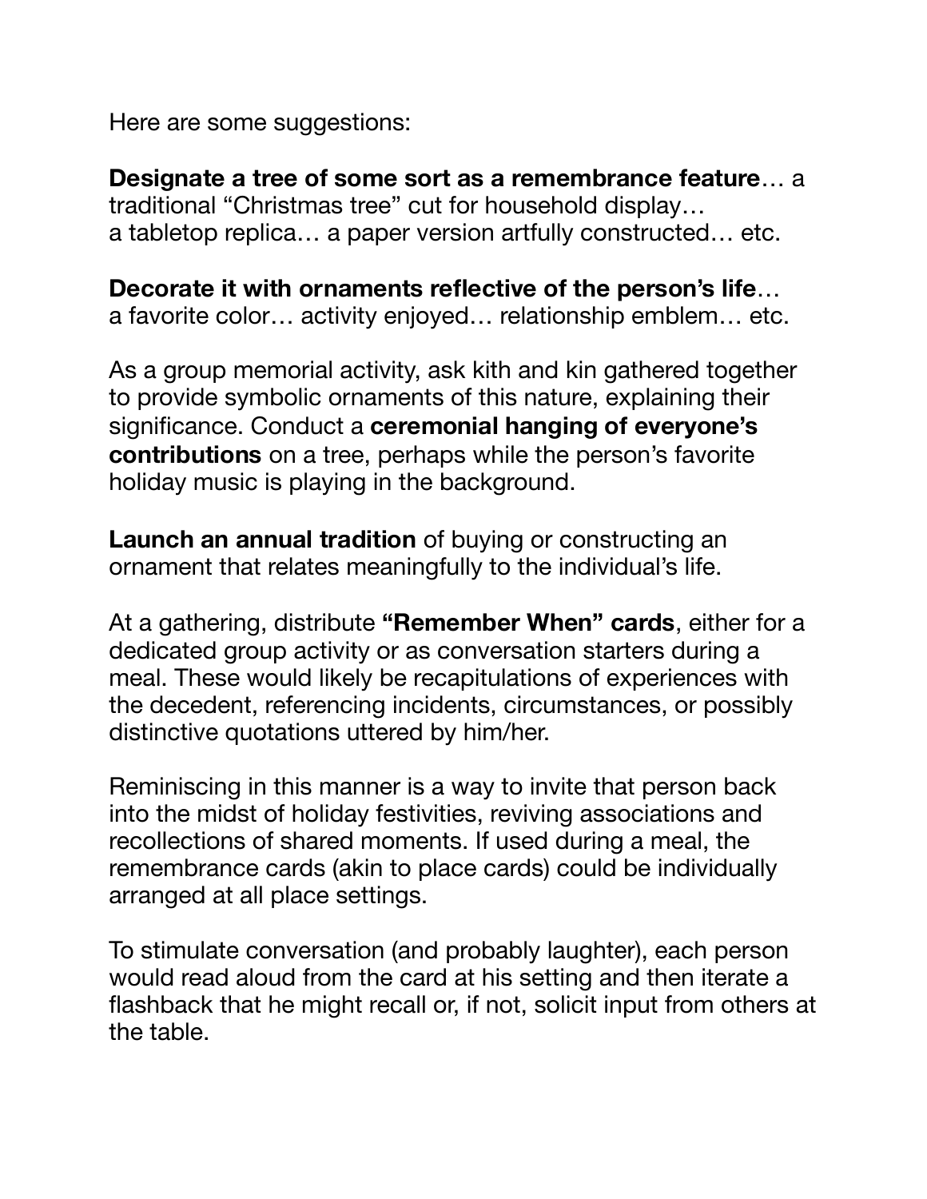Here are some suggestions:

**Designate a tree of some sort as a remembrance feature**… a traditional "Christmas tree" cut for household display… a tabletop replica… a paper version artfully constructed… etc.

**Decorate it with ornaments reflective of the person's life**… a favorite color… activity enjoyed… relationship emblem… etc.

As a group memorial activity, ask kith and kin gathered together to provide symbolic ornaments of this nature, explaining their significance. Conduct a **ceremonial hanging of everyone's contributions** on a tree, perhaps while the person's favorite holiday music is playing in the background.

**Launch an annual tradition** of buying or constructing an ornament that relates meaningfully to the individual's life.

At a gathering, distribute **"Remember When" cards**, either for a dedicated group activity or as conversation starters during a meal. These would likely be recapitulations of experiences with the decedent, referencing incidents, circumstances, or possibly distinctive quotations uttered by him/her.

Reminiscing in this manner is a way to invite that person back into the midst of holiday festivities, reviving associations and recollections of shared moments. If used during a meal, the remembrance cards (akin to place cards) could be individually arranged at all place settings.

To stimulate conversation (and probably laughter), each person would read aloud from the card at his setting and then iterate a flashback that he might recall or, if not, solicit input from others at the table.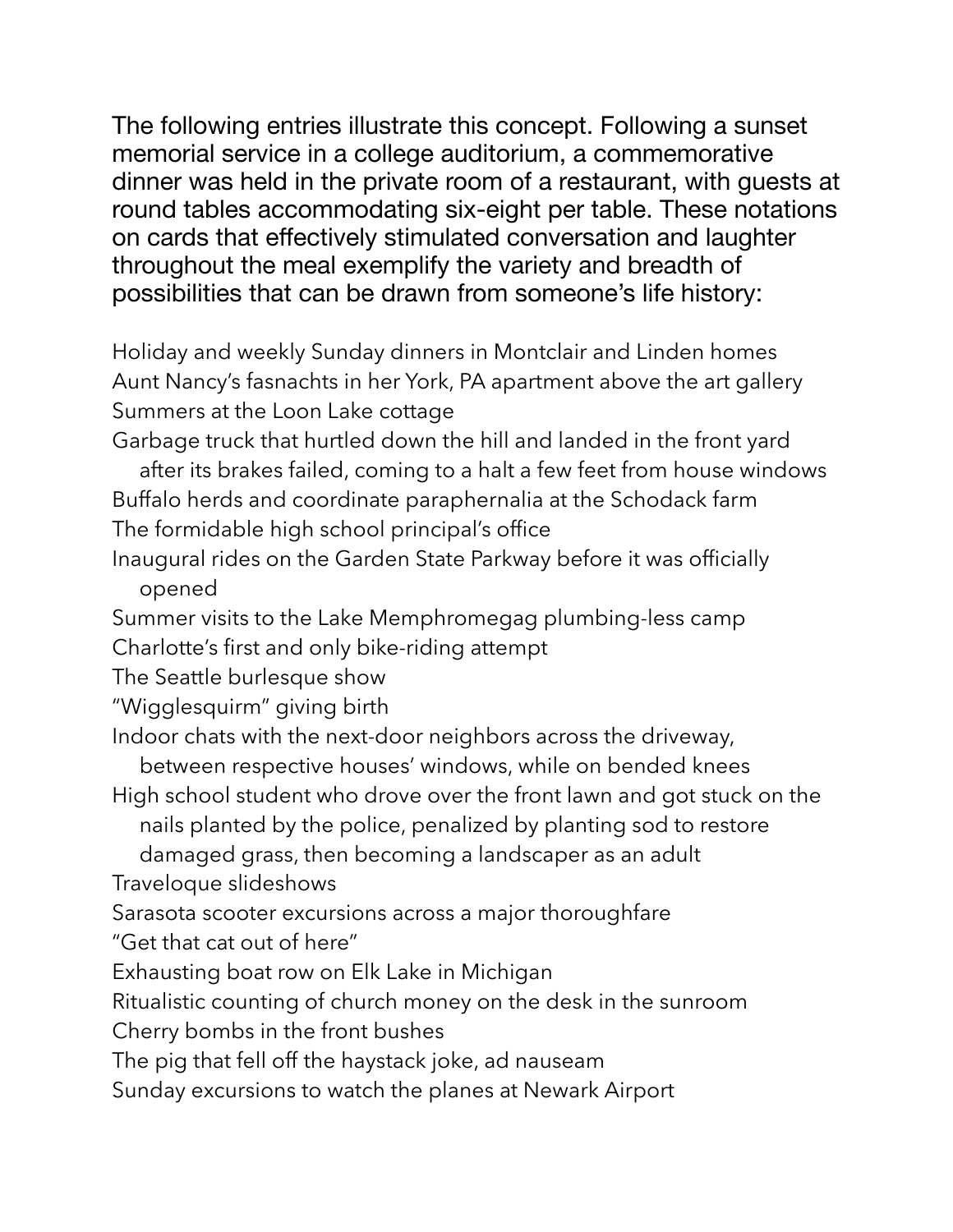The following entries illustrate this concept. Following a sunset memorial service in a college auditorium, a commemorative dinner was held in the private room of a restaurant, with guests at round tables accommodating six-eight per table. These notations on cards that effectively stimulated conversation and laughter throughout the meal exemplify the variety and breadth of possibilities that can be drawn from someone's life history:

Holiday and weekly Sunday dinners in Montclair and Linden homes
Aunt Nancy's fasnachts in her York, PA apartment above the art gallery
Summers at the Loon Lake cottage
Garbage truck that hurtled down the hill and landed in the front yard after its brakes failed, coming to a halt a few feet from house windows
Buffalo herds and coordinate paraphernalia at the Schodack farm
The formidable high school principal's office
Inaugural rides on the Garden State Parkway before it was officially opened
Summer visits to the Lake Memphromegag plumbing-less camp
Charlotte's first and only bike-riding attempt
The Seattle burlesque show
"Wigglesquirm" giving birth
Indoor chats with the next-door neighbors across the driveway, between respective houses' windows, while on bended knees
High school student who drove over the front lawn and got stuck on the nails planted by the police, penalized by planting sod to restore damaged grass, then becoming a landscaper as an adult
Traveloque slideshows
Sarasota scooter excursions across a major thoroughfare
"Get that cat out of here"
Exhausting boat row on Elk Lake in Michigan
Ritualistic counting of church money on the desk in the sunroom
Cherry bombs in the front bushes
The pig that fell off the haystack joke, ad nauseam
Sunday excursions to watch the planes at Newark Airport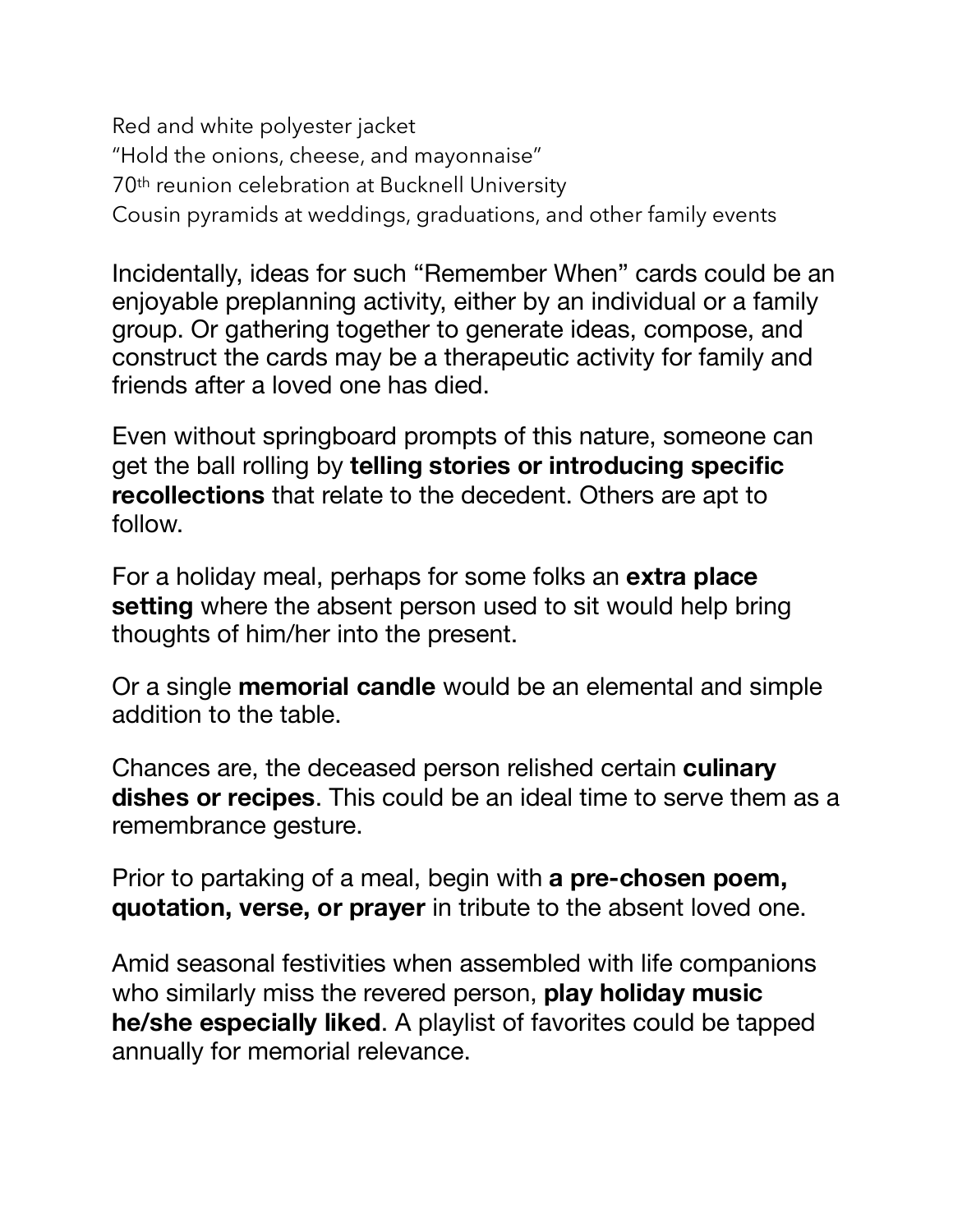Red and white polyester jacket
"Hold the onions, cheese, and mayonnaise"
70th reunion celebration at Bucknell University
Cousin pyramids at weddings, graduations, and other family events

Incidentally, ideas for such "Remember When" cards could be an enjoyable preplanning activity, either by an individual or a family group. Or gathering together to generate ideas, compose, and construct the cards may be a therapeutic activity for family and friends after a loved one has died.

Even without springboard prompts of this nature, someone can get the ball rolling by **telling stories or introducing specific recollections** that relate to the decedent. Others are apt to follow.

For a holiday meal, perhaps for some folks an **extra place setting** where the absent person used to sit would help bring thoughts of him/her into the present.

Or a single **memorial candle** would be an elemental and simple addition to the table.

Chances are, the deceased person relished certain **culinary dishes or recipes**. This could be an ideal time to serve them as a remembrance gesture.

Prior to partaking of a meal, begin with **a pre-chosen poem, quotation, verse, or prayer** in tribute to the absent loved one.

Amid seasonal festivities when assembled with life companions who similarly miss the revered person, **play holiday music he/she especially liked**. A playlist of favorites could be tapped annually for memorial relevance.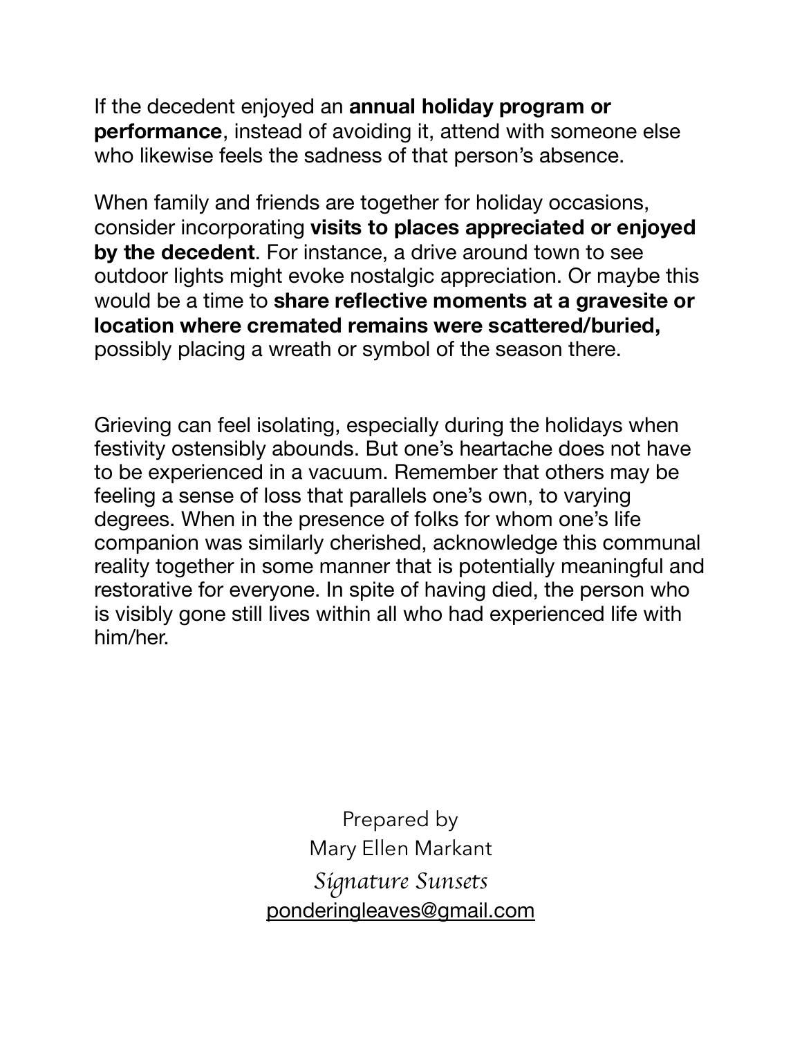If the decedent enjoyed an **annual holiday program or performance**, instead of avoiding it, attend with someone else who likewise feels the sadness of that person's absence.

When family and friends are together for holiday occasions, consider incorporating **visits to places appreciated or enjoyed by the decedent**. For instance, a drive around town to see outdoor lights might evoke nostalgic appreciation. Or maybe this would be a time to **share reflective moments at a gravesite or location where cremated remains were scattered/buried,** possibly placing a wreath or symbol of the season there.

Grieving can feel isolating, especially during the holidays when festivity ostensibly abounds. But one's heartache does not have to be experienced in a vacuum. Remember that others may be feeling a sense of loss that parallels one's own, to varying degrees. When in the presence of folks for whom one's life companion was similarly cherished, acknowledge this communal reality together in some manner that is potentially meaningful and restorative for everyone. In spite of having died, the person who is visibly gone still lives within all who had experienced life with him/her.

Prepared by
Mary Ellen Markant
*Signature Sunsets*
pondering­leaves@gmail.com